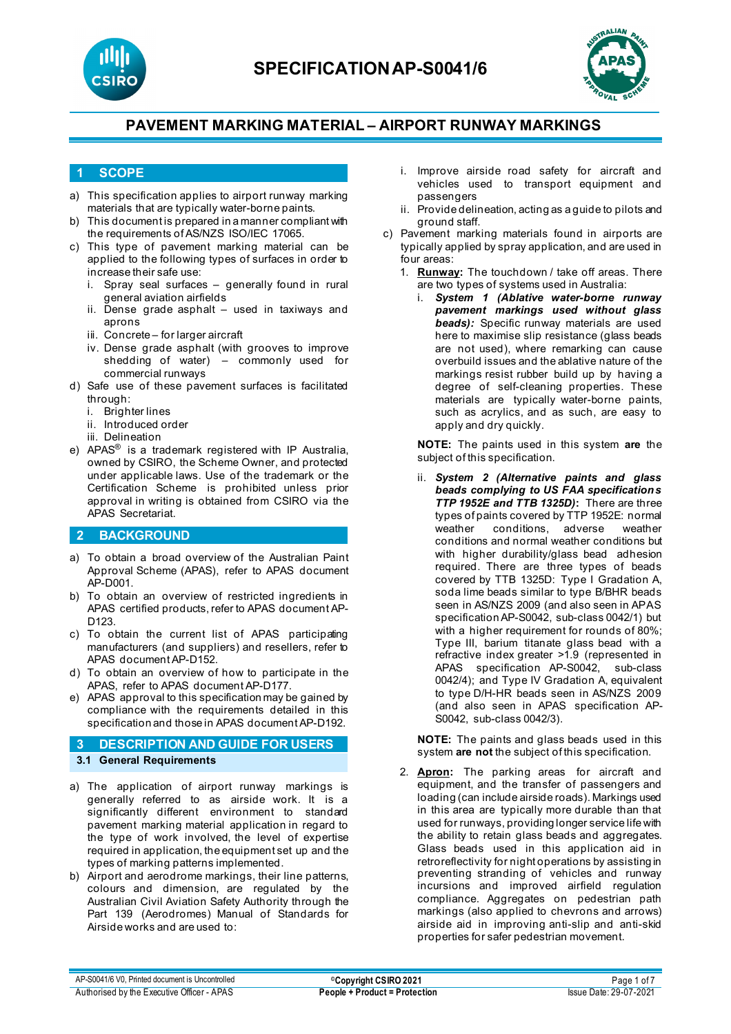# SPECIFICATION AP-S0041/6

## PAVEMENT MARKING MATERIAL – AIRPORT RUNWAY MARKINGS

## 1 SCOPE

a) This specification applies to airport runway marking materials that are typically water-borne paints.

b) This document is prepared in a manner compliant with the requirements of AS/NZS ISO/IEC 17065.

c) This type of pavement marking material can be applied to the following types of surfaces in order to increase their safe use:
   i. Spray seal surfaces – generally found in rural general aviation airfields
   ii. Dense grade asphalt – used in taxiways and aprons
   iii. Concrete – for larger aircraft
   iv. Dense grade asphalt (with grooves to improve shedding of water) – commonly used for commercial runways

d) Safe use of these pavement surfaces is facilitated through:
   i. Brighter lines
   ii. Introduced order
   iii. Delineation

e) APAS® is a trademark registered with IP Australia, owned by CSIRO, the Scheme Owner, and protected under applicable laws. Use of the trademark or the Certification Scheme is prohibited unless prior approval in writing is obtained from CSIRO via the APAS Secretariat.

## 2 BACKGROUND

a) To obtain a broad overview of the Australian Paint Approval Scheme (APAS), refer to APAS document AP-D001.

b) To obtain an overview of restricted ingredients in APAS certified products, refer to APAS document AP-D123.

c) To obtain the current list of APAS participating manufacturers (and suppliers) and resellers, refer to APAS document AP-D152.

d) To obtain an overview of how to participate in the APAS, refer to APAS document AP-D177.

e) APAS approval to this specification may be gained by compliance with the requirements detailed in this specification and those in APAS document AP-D192.

## 3 DESCRIPTION AND GUIDE FOR USERS

### 3.1 General Requirements

a) The application of airport runway markings is generally referred to as airside work. It is a significantly different environment to standard pavement marking material application in regard to the type of work involved, the level of expertise required in application, the equipment set up and the types of marking patterns implemented.

b) Airport and aerodrome markings, their line patterns, colours and dimension, are regulated by the Australian Civil Aviation Safety Authority through the Part 139 (Aerodromes) Manual of Standards for Airside works and are used to:
   i. Improve airside road safety for aircraft and vehicles used to transport equipment and passengers
   ii. Provide delineation, acting as a guide to pilots and ground staff.

c) Pavement marking materials found in airports are typically applied by spray application, and are used in four areas:

   1. **Runway:** The touchdown / take off areas. There are two types of systems used in Australia:
      i. ***System 1 (Ablative water-borne runway pavement markings used without glass beads):*** Specific runway materials are used here to maximise slip resistance (glass beads are not used), where remarking can cause overbuild issues and the ablative nature of the markings resist rubber build up by having a degree of self-cleaning properties. These materials are typically water-borne paints, such as acrylics, and as such, are easy to apply and dry quickly.

      **NOTE:** The paints used in this system **are** the subject of this specification.

      ii. ***System 2 (Alternative paints and glass beads complying to US FAA specifications TTP 1952E and TTB 1325D):*** There are three types of paints covered by TTP 1952E: normal weather conditions, adverse weather conditions and normal weather conditions but with higher durability/glass bead adhesion required. There are three types of beads covered by TTB 1325D: Type I Gradation A, soda lime beads similar to type B/BHR beads seen in AS/NZS 2009 (and also seen in APAS specification AP-S0042, sub-class 0042/1) but with a higher requirement for rounds of 80%; Type III, barium titanate glass bead with a refractive index greater >1.9 (represented in APAS specification AP-S0042, sub-class 0042/4); and Type IV Gradation A, equivalent to type D/H-HR beads seen in AS/NZS 2009 (and also seen in APAS specification AP-S0042, sub-class 0042/3).

      **NOTE:** The paints and glass beads used in this system **are not** the subject of this specification.

   2. **Apron:** The parking areas for aircraft and equipment, and the transfer of passengers and loading (can include airside roads). Markings used in this area are typically more durable than that used for runways, providing longer service life with the ability to retain glass beads and aggregates. Glass beads used in this application aid in retroreflectivity for night operations by assisting in preventing stranding of vehicles and runway incursions and improved airfield regulation compliance. Aggregates on pedestrian path markings (also applied to chevrons and arrows) airside aid in improving anti-slip and anti-skid properties for safer pedestrian movement.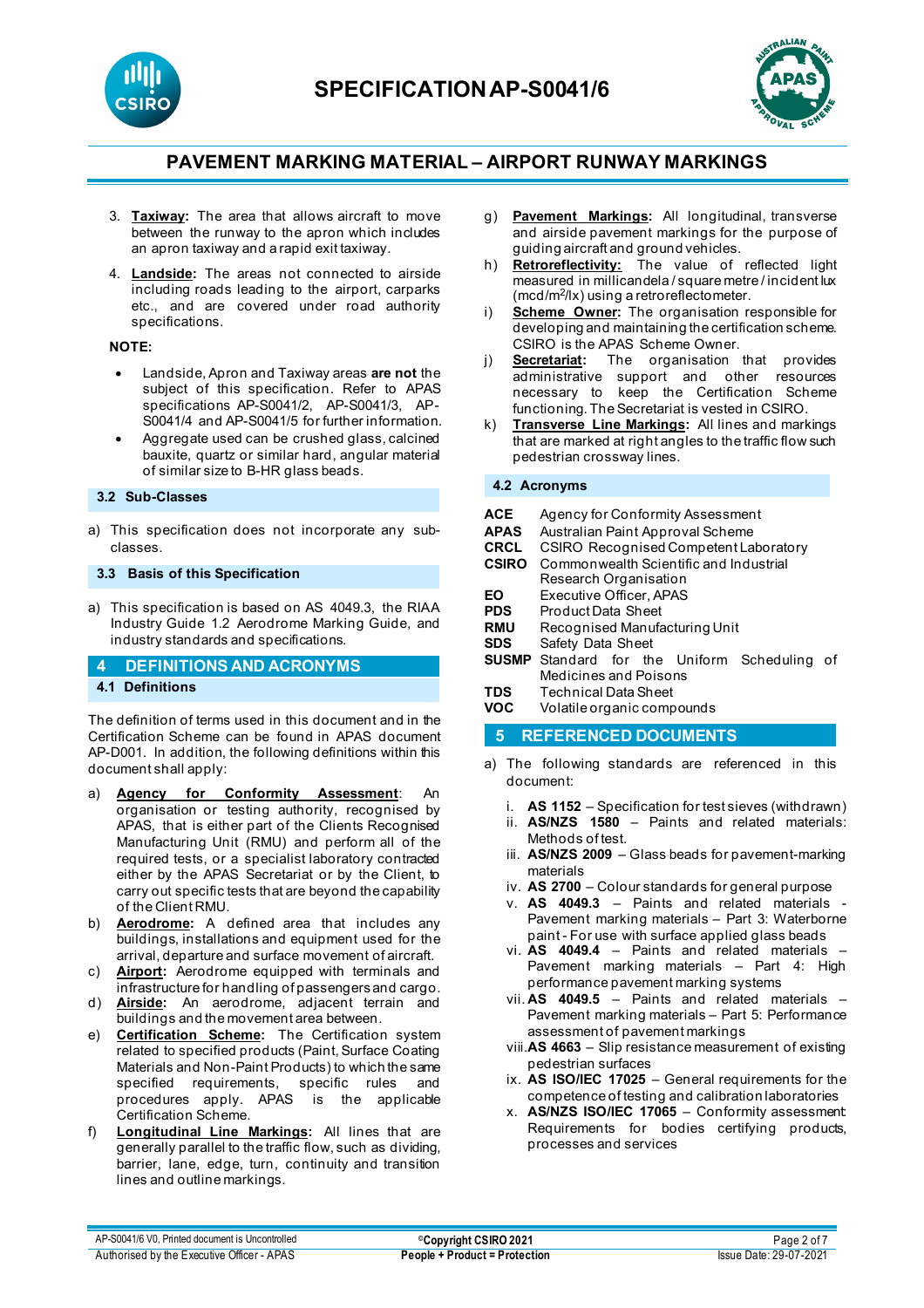3. **Taxiway:** The area that allows aircraft to move between the runway to the apron which includes an apron taxiway and a rapid exit taxiway.
4. **Landside:** The areas not connected to airside including roads leading to the airport, carparks etc., and are covered under road authority specifications.

**NOTE:**

- Landside, Apron and Taxiway areas **are not** the subject of this specification. Refer to APAS specifications AP-S0041/2, AP-S0041/3, AP-S0041/4 and AP-S0041/5 for further information.
- Aggregate used can be crushed glass, calcined bauxite, quartz or similar hard, angular material of similar size to B-HR glass beads.

### 3.2 Sub-Classes

a) This specification does not incorporate any sub-classes.

### 3.3 Basis of this Specification

a) This specification is based on AS 4049.3, the RIAA Industry Guide 1.2 Aerodrome Marking Guide, and industry standards and specifications.

## 4 DEFINITIONS AND ACRONYMS

### 4.1 Definitions

The definition of terms used in this document and in the Certification Scheme can be found in APAS document AP-D001. In addition, the following definitions within this document shall apply:

a) **Agency for Conformity Assessment**: An organisation or testing authority, recognised by APAS, that is either part of the Clients Recognised Manufacturing Unit (RMU) and perform all of the required tests, or a specialist laboratory contracted either by the APAS Secretariat or by the Client, to carry out specific tests that are beyond the capability of the Client RMU.

b) **Aerodrome:** A defined area that includes any buildings, installations and equipment used for the arrival, departure and surface movement of aircraft.

c) **Airport:** Aerodrome equipped with terminals and infrastructure for handling of passengers and cargo.

d) **Airside:** An aerodrome, adjacent terrain and buildings and the movement area between.

e) **Certification Scheme:** The Certification system related to specified products (Paint, Surface Coating Materials and Non-Paint Products) to which the same specified requirements, specific rules and procedures apply. APAS is the applicable Certification Scheme.

f) **Longitudinal Line Markings:** All lines that are generally parallel to the traffic flow, such as dividing, barrier, lane, edge, turn, continuity and transition lines and outline markings.

g) **Pavement Markings:** All longitudinal, transverse and airside pavement markings for the purpose of guiding aircraft and ground vehicles.

h) **Retroreflectivity:** The value of reflected light measured in millicandela / square metre / incident lux (mcd/m$^2$/lx) using a retroreflectometer.

i) **Scheme Owner:** The organisation responsible for developing and maintaining the certification scheme. CSIRO is the APAS Scheme Owner.

j) **Secretariat:** The organisation that provides administrative support and other resources necessary to keep the Certification Scheme functioning. The Secretariat is vested in CSIRO.

k) **Transverse Line Markings:** All lines and markings that are marked at right angles to the traffic flow such pedestrian crossway lines.

### 4.2 Acronyms

| | |
|---|---|
| **ACE** | Agency for Conformity Assessment |
| **APAS** | Australian Paint Approval Scheme |
| **CRCL** | CSIRO Recognised Competent Laboratory |
| **CSIRO** | Commonwealth Scientific and Industrial Research Organisation |
| **EO** | Executive Officer, APAS |
| **PDS** | Product Data Sheet |
| **RMU** | Recognised Manufacturing Unit |
| **SDS** | Safety Data Sheet |
| **SUSMP** | Standard for the Uniform Scheduling of Medicines and Poisons |
| **TDS** | Technical Data Sheet |
| **VOC** | Volatile organic compounds |

## 5 REFERENCED DOCUMENTS

a) The following standards are referenced in this document:

i. **AS 1152** – Specification for test sieves (withdrawn)
ii. **AS/NZS 1580** – Paints and related materials: Methods of test.
iii. **AS/NZS 2009** – Glass beads for pavement-marking materials
iv. **AS 2700** – Colour standards for general purpose
v. **AS 4049.3** – Paints and related materials - Pavement marking materials – Part 3: Waterborne paint - For use with surface applied glass beads
vi. **AS 4049.4** – Paints and related materials – Pavement marking materials – Part 4: High performance pavement marking systems
vii. **AS 4049.5** – Paints and related materials – Pavement marking materials – Part 5: Performance assessment of pavement markings
viii. **AS 4663** – Slip resistance measurement of existing pedestrian surfaces
ix. **AS ISO/IEC 17025** – General requirements for the competence of testing and calibration laboratories
x. **AS/NZS ISO/IEC 17065** – Conformity assessment: Requirements for bodies certifying products, processes and services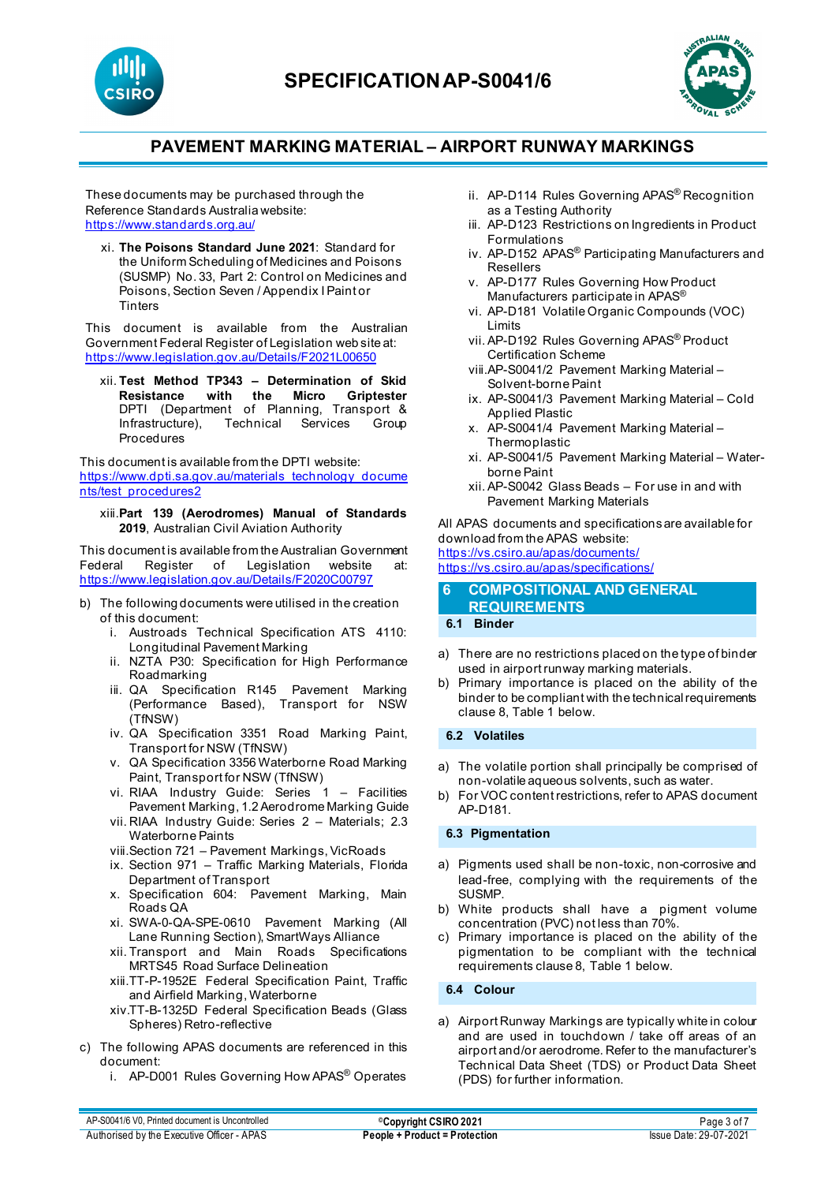These documents may be purchased through the Reference Standards Australia website: https://www.standards.org.au/

xi. **The Poisons Standard June 2021**: Standard for the Uniform Scheduling of Medicines and Poisons (SUSMP) No. 33, Part 2: Control on Medicines and Poisons, Section Seven / Appendix I Paint or Tinters

This document is available from the Australian Government Federal Register of Legislation web site at: https://www.legislation.gov.au/Details/F2021L00650

xii. **Test Method TP343 – Determination of Skid Resistance with the Micro Griptester** DPTI (Department of Planning, Transport & Infrastructure), Technical Services Group Procedures

This document is available from the DPTI website: https://www.dpti.sa.gov.au/materials_technology_documents/test_procedures2

xiii. **Part 139 (Aerodromes) Manual of Standards 2019**, Australian Civil Aviation Authority

This document is available from the Australian Government Federal Register of Legislation website at: https://www.legislation.gov.au/Details/F2020C00797

b) The following documents were utilised in the creation of this document:
   i. Austroads Technical Specification ATS 4110: Longitudinal Pavement Marking
   ii. NZTA P30: Specification for High Performance Roadmarking
   iii. QA Specification R145 Pavement Marking (Performance Based), Transport for NSW (TfNSW)
   iv. QA Specification 3351 Road Marking Paint, Transport for NSW (TfNSW)
   v. QA Specification 3356 Waterborne Road Marking Paint, Transport for NSW (TfNSW)
   vi. RIAA Industry Guide: Series 1 – Facilities Pavement Marking, 1.2 Aerodrome Marking Guide
   vii. RIAA Industry Guide: Series 2 – Materials; 2.3 Waterborne Paints
   viii. Section 721 – Pavement Markings, VicRoads
   ix. Section 971 – Traffic Marking Materials, Florida Department of Transport
   x. Specification 604: Pavement Marking, Main Roads QA
   xi. SWA-0-QA-SPE-0610 Pavement Marking (All Lane Running Section), SmartWays Alliance
   xii. Transport and Main Roads Specifications MRTS45 Road Surface Delineation
   xiii. TT-P-1952E Federal Specification Paint, Traffic and Airfield Marking, Waterborne
   xiv. TT-B-1325D Federal Specification Beads (Glass Spheres) Retro-reflective

c) The following APAS documents are referenced in this document:
   i. AP-D001 Rules Governing How APAS® Operates
   ii. AP-D114 Rules Governing APAS® Recognition as a Testing Authority
   iii. AP-D123 Restrictions on Ingredients in Product Formulations
   iv. AP-D152 APAS® Participating Manufacturers and Resellers
   v. AP-D177 Rules Governing How Product Manufacturers participate in APAS®
   vi. AP-D181 Volatile Organic Compounds (VOC) Limits
   vii. AP-D192 Rules Governing APAS® Product Certification Scheme
   viii. AP-S0041/2 Pavement Marking Material – Solvent-borne Paint
   ix. AP-S0041/3 Pavement Marking Material – Cold Applied Plastic
   x. AP-S0041/4 Pavement Marking Material – Thermoplastic
   xi. AP-S0041/5 Pavement Marking Material – Water-borne Paint
   xii. AP-S0042 Glass Beads – For use in and with Pavement Marking Materials

All APAS documents and specifications are available for download from the APAS website:
https://vs.csiro.au/apas/documents/
https://vs.csiro.au/apas/specifications/

## 6 COMPOSITIONAL AND GENERAL REQUIREMENTS

### 6.1 Binder

a) There are no restrictions placed on the type of binder used in airport runway marking materials.
b) Primary importance is placed on the ability of the binder to be compliant with the technical requirements clause 8, Table 1 below.

### 6.2 Volatiles

a) The volatile portion shall principally be comprised of non-volatile aqueous solvents, such as water.
b) For VOC content restrictions, refer to APAS document AP-D181.

### 6.3 Pigmentation

a) Pigments used shall be non-toxic, non-corrosive and lead-free, complying with the requirements of the SUSMP.
b) White products shall have a pigment volume concentration (PVC) not less than 70%.
c) Primary importance is placed on the ability of the pigmentation to be compliant with the technical requirements clause 8, Table 1 below.

### 6.4 Colour

a) Airport Runway Markings are typically white in colour and are used in touchdown / take off areas of an airport and/or aerodrome. Refer to the manufacturer's Technical Data Sheet (TDS) or Product Data Sheet (PDS) for further information.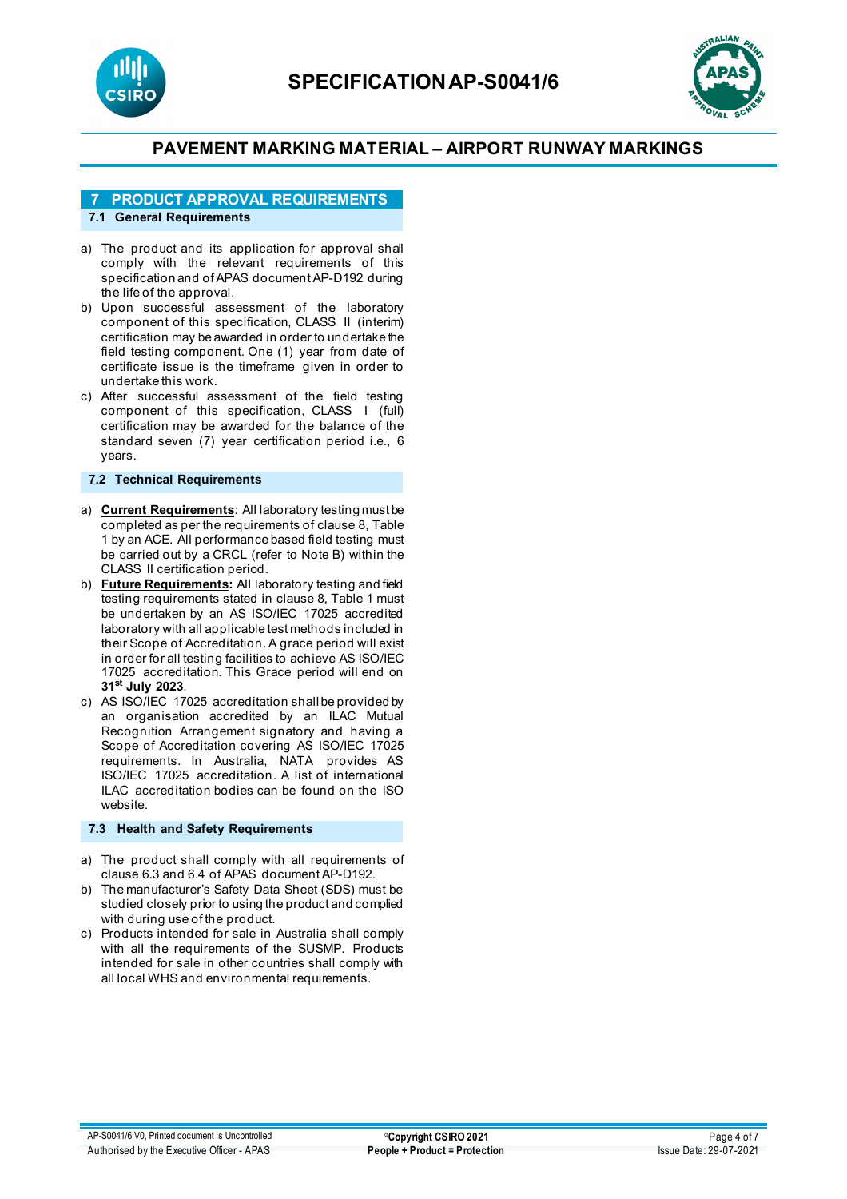## 7 PRODUCT APPROVAL REQUIREMENTS

### 7.1 General Requirements

a) The product and its application for approval shall comply with the relevant requirements of this specification and of APAS document AP-D192 during the life of the approval.

b) Upon successful assessment of the laboratory component of this specification, CLASS II (interim) certification may be awarded in order to undertake the field testing component. One (1) year from date of certificate issue is the timeframe given in order to undertake this work.

c) After successful assessment of the field testing component of this specification, CLASS I (full) certification may be awarded for the balance of the standard seven (7) year certification period i.e., 6 years.

### 7.2 Technical Requirements

a) **Current Requirements**: All laboratory testing must be completed as per the requirements of clause 8, Table 1 by an ACE. All performance based field testing must be carried out by a CRCL (refer to Note B) within the CLASS II certification period.

b) **Future Requirements:** All laboratory testing and field testing requirements stated in clause 8, Table 1 must be undertaken by an AS ISO/IEC 17025 accredited laboratory with all applicable test methods included in their Scope of Accreditation. A grace period will exist in order for all testing facilities to achieve AS ISO/IEC 17025 accreditation. This Grace period will end on **31st July 2023**.

c) AS ISO/IEC 17025 accreditation shall be provided by an organisation accredited by an ILAC Mutual Recognition Arrangement signatory and having a Scope of Accreditation covering AS ISO/IEC 17025 requirements. In Australia, NATA provides AS ISO/IEC 17025 accreditation. A list of international ILAC accreditation bodies can be found on the ISO website.

### 7.3 Health and Safety Requirements

a) The product shall comply with all requirements of clause 6.3 and 6.4 of APAS document AP-D192.

b) The manufacturer's Safety Data Sheet (SDS) must be studied closely prior to using the product and complied with during use of the product.

c) Products intended for sale in Australia shall comply with all the requirements of the SUSMP. Products intended for sale in other countries shall comply with all local WHS and environmental requirements.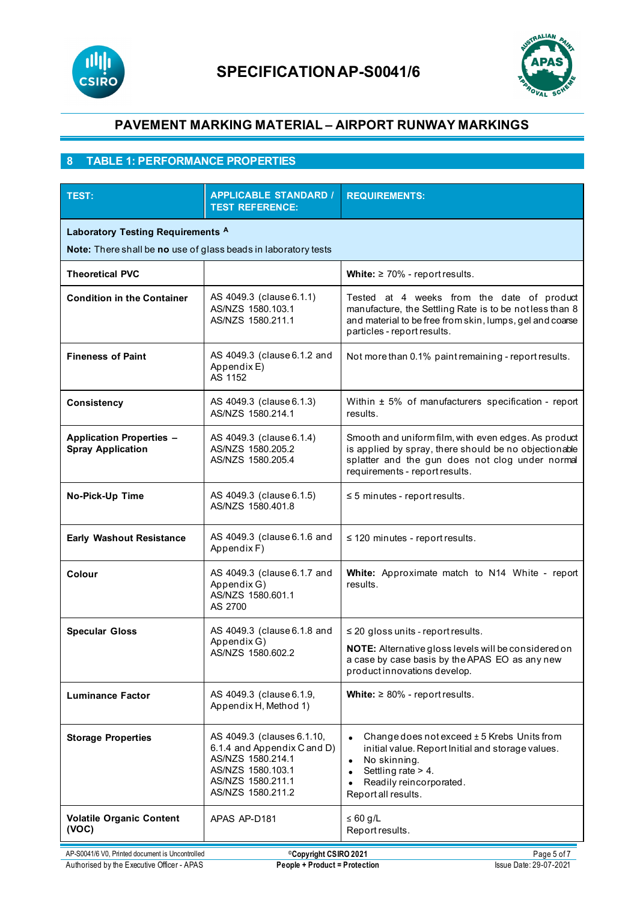## PAVEMENT MARKING MATERIAL – AIRPORT RUNWAY MARKINGS

## 8 TABLE 1: PERFORMANCE PROPERTIES

| TEST: | APPLICABLE STANDARD / TEST REFERENCE: | REQUIREMENTS: |
|---|---|---|
| **Laboratory Testing Requirements** [A] **Note:** There shall be **no** use of glass beads in laboratory tests | | |
| **Theoretical PVC** | | **White:** ≥ 70% - report results. |
| **Condition in the Container** | AS 4049.3 (clause 6.1.1) AS/NZS 1580.103.1 AS/NZS 1580.211.1 | Tested at 4 weeks from the date of product manufacture, the Settling Rate is to be not less than 8 and material to be free from skin, lumps, gel and coarse particles - report results. |
| **Fineness of Paint** | AS 4049.3 (clause 6.1.2 and Appendix E) AS 1152 | Not more than 0.1% paint remaining - report results. |
| **Consistency** | AS 4049.3 (clause 6.1.3) AS/NZS 1580.214.1 | Within ± 5% of manufacturers specification - report results. |
| **Application Properties – Spray Application** | AS 4049.3 (clause 6.1.4) AS/NZS 1580.205.2 AS/NZS 1580.205.4 | Smooth and uniform film, with even edges. As product is applied by spray, there should be no objectionable splatter and the gun does not clog under normal requirements - report results. |
| **No-Pick-Up Time** | AS 4049.3 (clause 6.1.5) AS/NZS 1580.401.8 | ≤ 5 minutes - report results. |
| **Early Washout Resistance** | AS 4049.3 (clause 6.1.6 and Appendix F) | ≤ 120 minutes - report results. |
| **Colour** | AS 4049.3 (clause 6.1.7 and Appendix G) AS/NZS 1580.601.1 AS 2700 | **White:** Approximate match to N14 White - report results. |
| **Specular Gloss** | AS 4049.3 (clause 6.1.8 and Appendix G) AS/NZS 1580.602.2 | ≤ 20 gloss units - report results. **NOTE:** Alternative gloss levels will be considered on a case by case basis by the APAS EO as any new product innovations develop. |
| **Luminance Factor** | AS 4049.3 (clause 6.1.9, Appendix H, Method 1) | **White:** ≥ 80% - report results. |
| **Storage Properties** | AS 4049.3 (clauses 6.1.10, 6.1.4 and Appendix C and D) AS/NZS 1580.214.1 AS/NZS 1580.103.1 AS/NZS 1580.211.1 AS/NZS 1580.211.2 | • Change does not exceed ± 5 Krebs Units from initial value. Report Initial and storage values. • No skinning. • Settling rate > 4. • Readily reincorporated. Report all results. |
| **Volatile Organic Content (VOC)** | APAS AP-D181 | ≤ 60 g/L Report results. |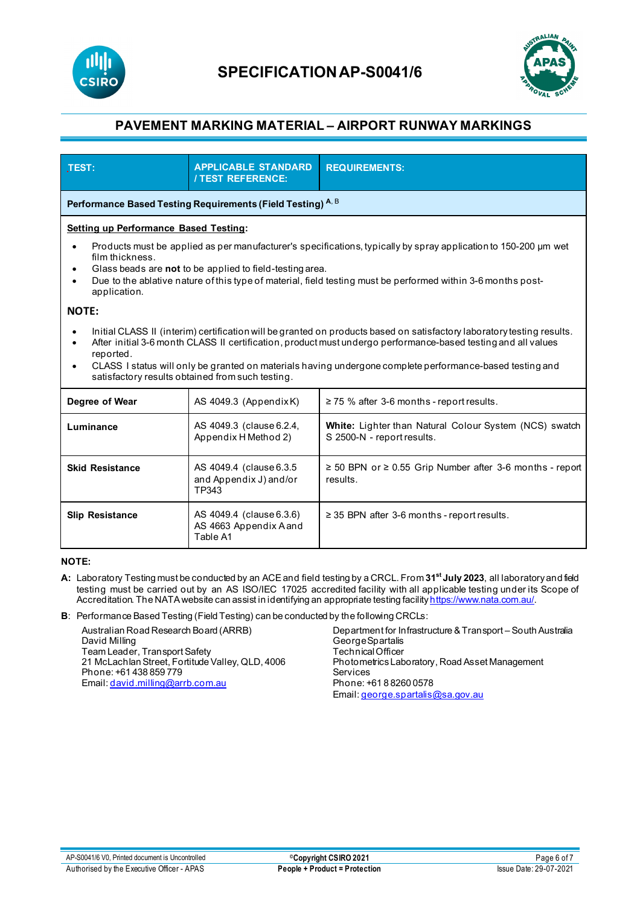# SPECIFICATION AP-S0041/6

## PAVEMENT MARKING MATERIAL – AIRPORT RUNWAY MARKINGS

| TEST: | APPLICABLE STANDARD / TEST REFERENCE: | REQUIREMENTS: |
|---|---|---|
| **Performance Based Testing Requirements (Field Testing)** [A, B] | | |

**Setting up Performance Based Testing:**

- Products must be applied as per manufacturer's specifications, typically by spray application to 150-200 µm wet film thickness.
- Glass beads are **not** to be applied to field-testing area.
- Due to the ablative nature of this type of material, field testing must be performed within 3-6 months post-application.

**NOTE:**

- Initial CLASS II (interim) certification will be granted on products based on satisfactory laboratory testing results.
- After initial 3-6 month CLASS II certification, product must undergo performance-based testing and all values reported.
- CLASS I status will only be granted on materials having undergone complete performance-based testing and satisfactory results obtained from such testing.

| TEST: | APPLICABLE STANDARD / TEST REFERENCE: | REQUIREMENTS: |
|---|---|---|
| **Degree of Wear** | AS 4049.3 (Appendix K) | ≥ 75 % after 3-6 months - report results. |
| **Luminance** | AS 4049.3 (clause 6.2.4, Appendix H Method 2) | **White:** Lighter than Natural Colour System (NCS) swatch S 2500-N - report results. |
| **Skid Resistance** | AS 4049.4 (clause 6.3.5 and Appendix J) and/or TP343 | ≥ 50 BPN or ≥ 0.55 Grip Number after 3-6 months - report results. |
| **Slip Resistance** | AS 4049.4 (clause 6.3.6) AS 4663 Appendix A and Table A1 | ≥ 35 BPN after 3-6 months - report results. |

**NOTE:**

**A:** Laboratory Testing must be conducted by an ACE and field testing by a CRCL. From **31st July 2023**, all laboratory and field testing must be carried out by an AS ISO/IEC 17025 accredited facility with all applicable testing under its Scope of Accreditation. The NATA website can assist in identifying an appropriate testing facility https://www.nata.com.au/.

**B**: Performance Based Testing (Field Testing) can be conducted by the following CRCLs:

Australian Road Research Board (ARRB)
David Milling
Team Leader, Transport Safety
21 McLachlan Street, Fortitude Valley, QLD, 4006
Phone: +61 438 859 779
Email: david.milling@arrb.com.au

Department for Infrastructure & Transport – South Australia
George Spartalis
Technical Officer
Photometrics Laboratory, Road Asset Management Services
Phone: +61 8 8260 0578
Email: george.spartalis@sa.gov.au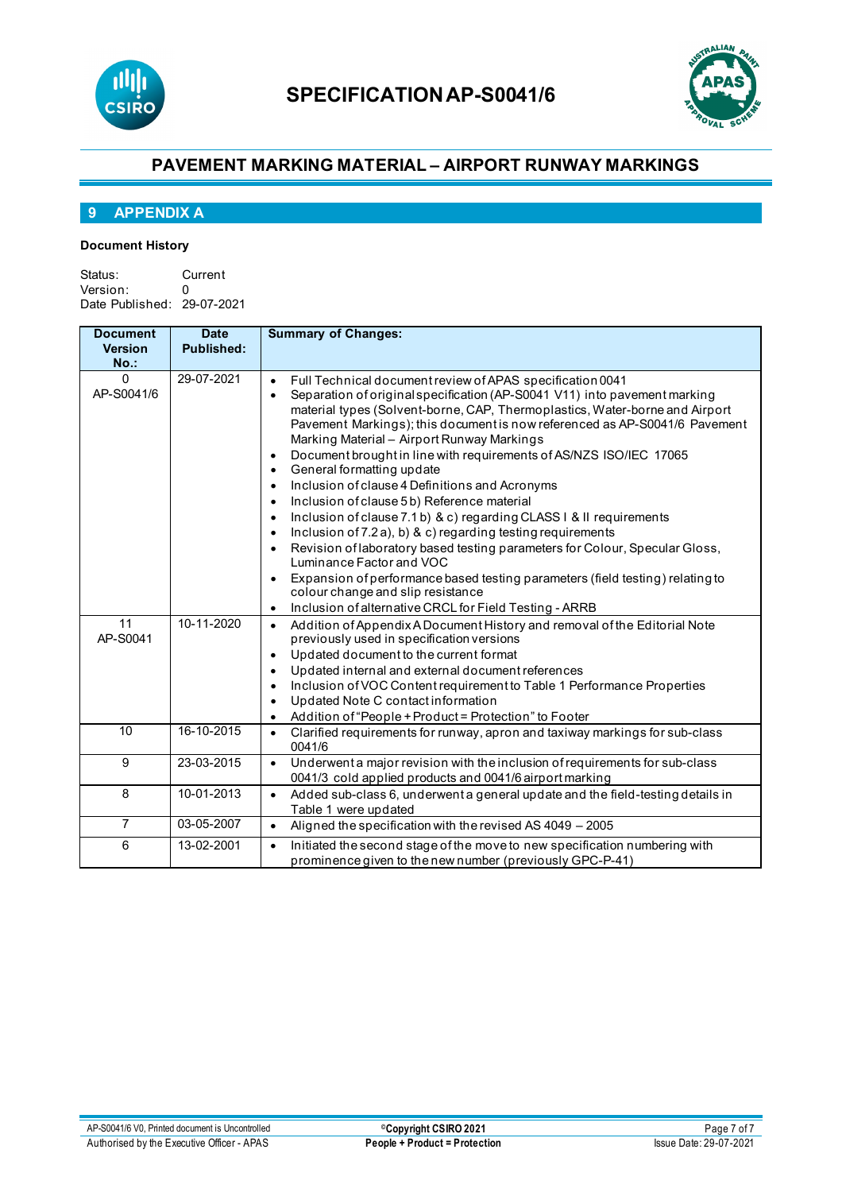## 9 APPENDIX A

**Document History**

Status: Current
Version: 0
Date Published: 29-07-2021

| Document Version No.: | Date Published: | Summary of Changes: |
|---|---|---|
| 0 AP-S0041/6 | 29-07-2021 | • Full Technical document review of APAS specification 0041<br>• Separation of original specification (AP-S0041 V11) into pavement marking material types (Solvent-borne, CAP, Thermoplastics, Water-borne and Airport Pavement Markings); this document is now referenced as AP-S0041/6 Pavement Marking Material – Airport Runway Markings<br>• Document brought in line with requirements of AS/NZS ISO/IEC 17065<br>• General formatting update<br>• Inclusion of clause 4 Definitions and Acronyms<br>• Inclusion of clause 5 b) Reference material<br>• Inclusion of clause 7.1 b) & c) regarding CLASS I & II requirements<br>• Inclusion of 7.2 a), b) & c) regarding testing requirements<br>• Revision of laboratory based testing parameters for Colour, Specular Gloss, Luminance Factor and VOC<br>• Expansion of performance based testing parameters (field testing) relating to colour change and slip resistance<br>• Inclusion of alternative CRCL for Field Testing - ARRB |
| 11 AP-S0041 | 10-11-2020 | • Addition of Appendix A Document History and removal of the Editorial Note previously used in specification versions<br>• Updated document to the current format<br>• Updated internal and external document references<br>• Inclusion of VOC Content requirement to Table 1 Performance Properties<br>• Updated Note C contact information<br>• Addition of "People + Product = Protection" to Footer |
| 10 | 16-10-2015 | • Clarified requirements for runway, apron and taxiway markings for sub-class 0041/6 |
| 9 | 23-03-2015 | • Underwent a major revision with the inclusion of requirements for sub-class 0041/3 cold applied products and 0041/6 airport marking |
| 8 | 10-01-2013 | • Added sub-class 6, underwent a general update and the field-testing details in Table 1 were updated |
| 7 | 03-05-2007 | • Aligned the specification with the revised AS 4049 – 2005 |
| 6 | 13-02-2001 | • Initiated the second stage of the move to new specification numbering with prominence given to the new number (previously GPC-P-41) |